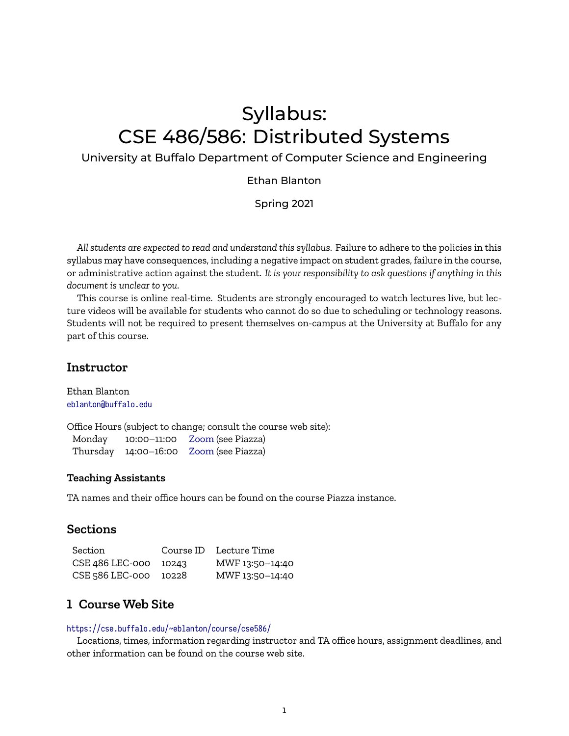# Syllabus:
# CSE 486/586: Distributed Systems

University at Buffalo Department of Computer Science and Engineering

Ethan Blanton

Spring 2021

*All students are expected to read and understand this syllabus.* Failure to adhere to the policies in this syllabus may have consequences, including a negative impact on student grades, failure in the course, or administrative action against the student. *It is your responsibility to ask questions if anything in this document is unclear to you.*

This course is online real-time. Students are strongly encouraged to watch lectures live, but lecture videos will be available for students who cannot do so due to scheduling or technology reasons. Students will not be required to present themselves on-campus at the University at Buffalo for any part of this course.

## Instructor

Ethan Blanton
`eblanton@buffalo.edu`

Office Hours (subject to change; consult the course web site):

| | | |
|---|---|---|
| Monday | 10:00–11:00 | Zoom (see Piazza) |
| Thursday | 14:00–16:00 | Zoom (see Piazza) |

### Teaching Assistants

TA names and their office hours can be found on the course Piazza instance.

## Sections

| Section | Course ID | Lecture Time |
|---|---|---|
| CSE 486 LEC-000 | 10243 | MWF 13:50–14:40 |
| CSE 586 LEC-000 | 10228 | MWF 13:50–14:40 |

## 1 Course Web Site

`https://cse.buffalo.edu/~eblanton/course/cse586/`

Locations, times, information regarding instructor and TA office hours, assignment deadlines, and other information can be found on the course web site.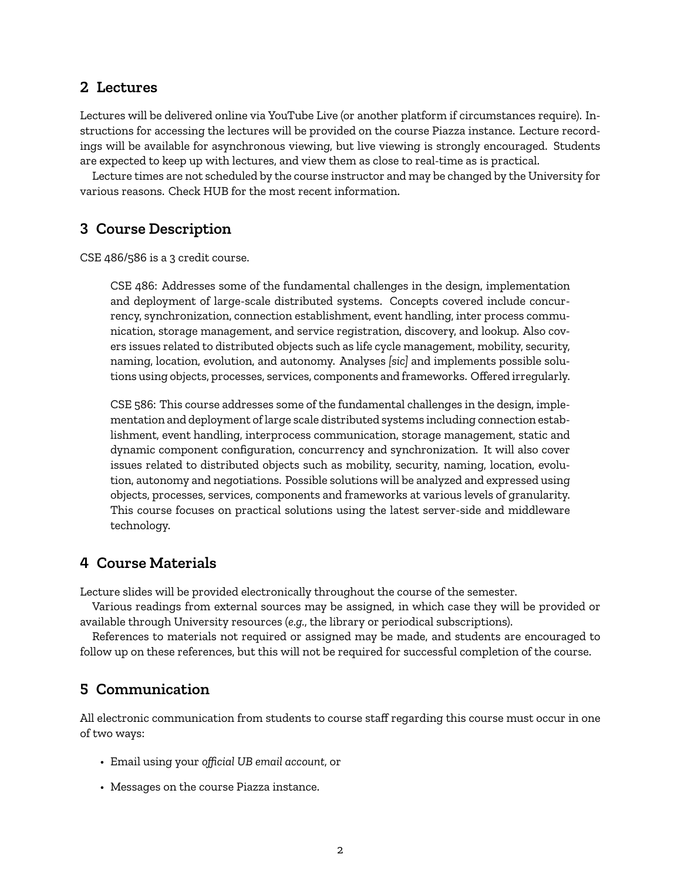## 2 Lectures

Lectures will be delivered online via YouTube Live (or another platform if circumstances require). Instructions for accessing the lectures will be provided on the course Piazza instance. Lecture recordings will be available for asynchronous viewing, but live viewing is strongly encouraged. Students are expected to keep up with lectures, and view them as close to real-time as is practical.

Lecture times are not scheduled by the course instructor and may be changed by the University for various reasons. Check HUB for the most recent information.

## 3 Course Description

CSE 486/586 is a 3 credit course.

> CSE 486: Addresses some of the fundamental challenges in the design, implementation and deployment of large-scale distributed systems. Concepts covered include concurrency, synchronization, connection establishment, event handling, inter process communication, storage management, and service registration, discovery, and lookup. Also covers issues related to distributed objects such as life cycle management, mobility, security, naming, location, evolution, and autonomy. Analyses *[sic]* and implements possible solutions using objects, processes, services, components and frameworks. Offered irregularly.

> CSE 586: This course addresses some of the fundamental challenges in the design, implementation and deployment of large scale distributed systems including connection establishment, event handling, interprocess communication, storage management, static and dynamic component configuration, concurrency and synchronization. It will also cover issues related to distributed objects such as mobility, security, naming, location, evolution, autonomy and negotiations. Possible solutions will be analyzed and expressed using objects, processes, services, components and frameworks at various levels of granularity. This course focuses on practical solutions using the latest server-side and middleware technology.

## 4 Course Materials

Lecture slides will be provided electronically throughout the course of the semester.

Various readings from external sources may be assigned, in which case they will be provided or available through University resources (*e.g.*, the library or periodical subscriptions).

References to materials not required or assigned may be made, and students are encouraged to follow up on these references, but this will not be required for successful completion of the course.

## 5 Communication

All electronic communication from students to course staff regarding this course must occur in one of two ways:

- Email using your *official UB email account*, or
- Messages on the course Piazza instance.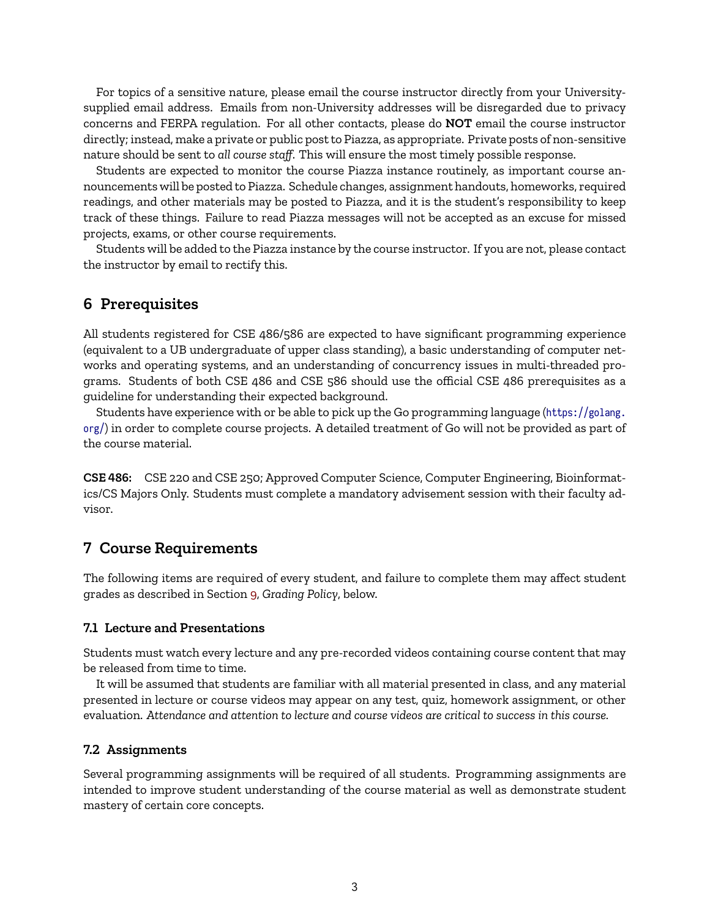For topics of a sensitive nature, please email the course instructor directly from your University-supplied email address. Emails from non-University addresses will be disregarded due to privacy concerns and FERPA regulation. For all other contacts, please do **NOT** email the course instructor directly; instead, make a private or public post to Piazza, as appropriate. Private posts of non-sensitive nature should be sent to *all course staff*. This will ensure the most timely possible response.

Students are expected to monitor the course Piazza instance routinely, as important course announcements will be posted to Piazza. Schedule changes, assignment handouts, homeworks, required readings, and other materials may be posted to Piazza, and it is the student's responsibility to keep track of these things. Failure to read Piazza messages will not be accepted as an excuse for missed projects, exams, or other course requirements.

Students will be added to the Piazza instance by the course instructor. If you are not, please contact the instructor by email to rectify this.

## 6 Prerequisites

All students registered for CSE 486/586 are expected to have significant programming experience (equivalent to a UB undergraduate of upper class standing), a basic understanding of computer networks and operating systems, and an understanding of concurrency issues in multi-threaded programs. Students of both CSE 486 and CSE 586 should use the official CSE 486 prerequisites as a guideline for understanding their expected background.

Students have experience with or be able to pick up the Go programming language (`https://golang.org/`) in order to complete course projects. A detailed treatment of Go will not be provided as part of the course material.

**CSE 486:** CSE 220 and CSE 250; Approved Computer Science, Computer Engineering, Bioinformatics/CS Majors Only. Students must complete a mandatory advisement session with their faculty advisor.

## 7 Course Requirements

The following items are required of every student, and failure to complete them may affect student grades as described in Section 9, *Grading Policy*, below.

### 7.1 Lecture and Presentations

Students must watch every lecture and any pre-recorded videos containing course content that may be released from time to time.

It will be assumed that students are familiar with all material presented in class, and any material presented in lecture or course videos may appear on any test, quiz, homework assignment, or other evaluation. *Attendance and attention to lecture and course videos are critical to success in this course.*

### 7.2 Assignments

Several programming assignments will be required of all students. Programming assignments are intended to improve student understanding of the course material as well as demonstrate student mastery of certain core concepts.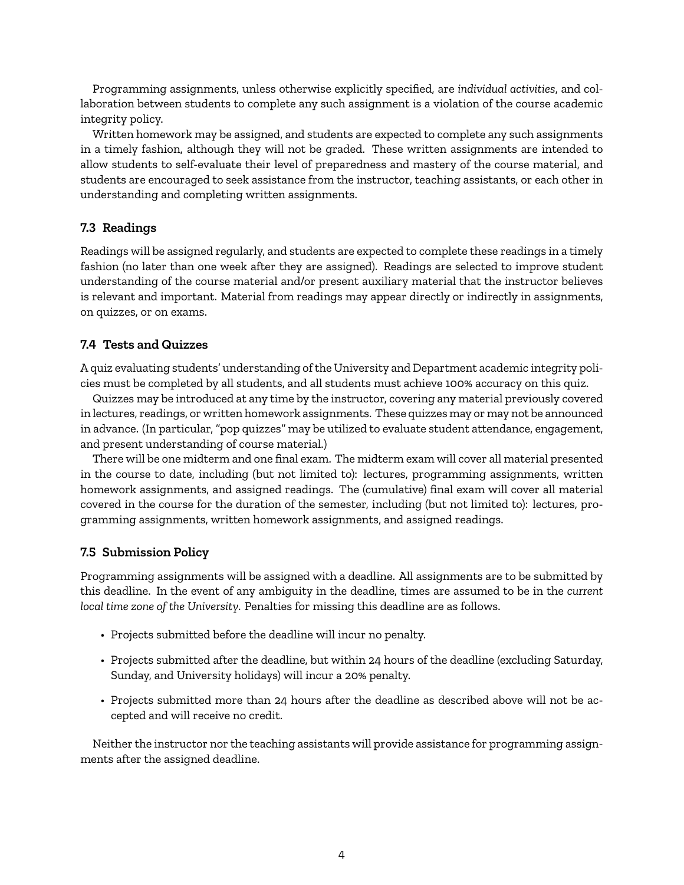Programming assignments, unless otherwise explicitly specified, are *individual activities*, and collaboration between students to complete any such assignment is a violation of the course academic integrity policy.

Written homework may be assigned, and students are expected to complete any such assignments in a timely fashion, although they will not be graded. These written assignments are intended to allow students to self-evaluate their level of preparedness and mastery of the course material, and students are encouraged to seek assistance from the instructor, teaching assistants, or each other in understanding and completing written assignments.

### 7.3 Readings

Readings will be assigned regularly, and students are expected to complete these readings in a timely fashion (no later than one week after they are assigned). Readings are selected to improve student understanding of the course material and/or present auxiliary material that the instructor believes is relevant and important. Material from readings may appear directly or indirectly in assignments, on quizzes, or on exams.

### 7.4 Tests and Quizzes

A quiz evaluating students' understanding of the University and Department academic integrity policies must be completed by all students, and all students must achieve 100% accuracy on this quiz.

Quizzes may be introduced at any time by the instructor, covering any material previously covered in lectures, readings, or written homework assignments. These quizzes may or may not be announced in advance. (In particular, "pop quizzes" may be utilized to evaluate student attendance, engagement, and present understanding of course material.)

There will be one midterm and one final exam. The midterm exam will cover all material presented in the course to date, including (but not limited to): lectures, programming assignments, written homework assignments, and assigned readings. The (cumulative) final exam will cover all material covered in the course for the duration of the semester, including (but not limited to): lectures, programming assignments, written homework assignments, and assigned readings.

### 7.5 Submission Policy

Programming assignments will be assigned with a deadline. All assignments are to be submitted by this deadline. In the event of any ambiguity in the deadline, times are assumed to be in the *current local time zone of the University*. Penalties for missing this deadline are as follows.

- Projects submitted before the deadline will incur no penalty.
- Projects submitted after the deadline, but within 24 hours of the deadline (excluding Saturday, Sunday, and University holidays) will incur a 20% penalty.
- Projects submitted more than 24 hours after the deadline as described above will not be accepted and will receive no credit.

Neither the instructor nor the teaching assistants will provide assistance for programming assignments after the assigned deadline.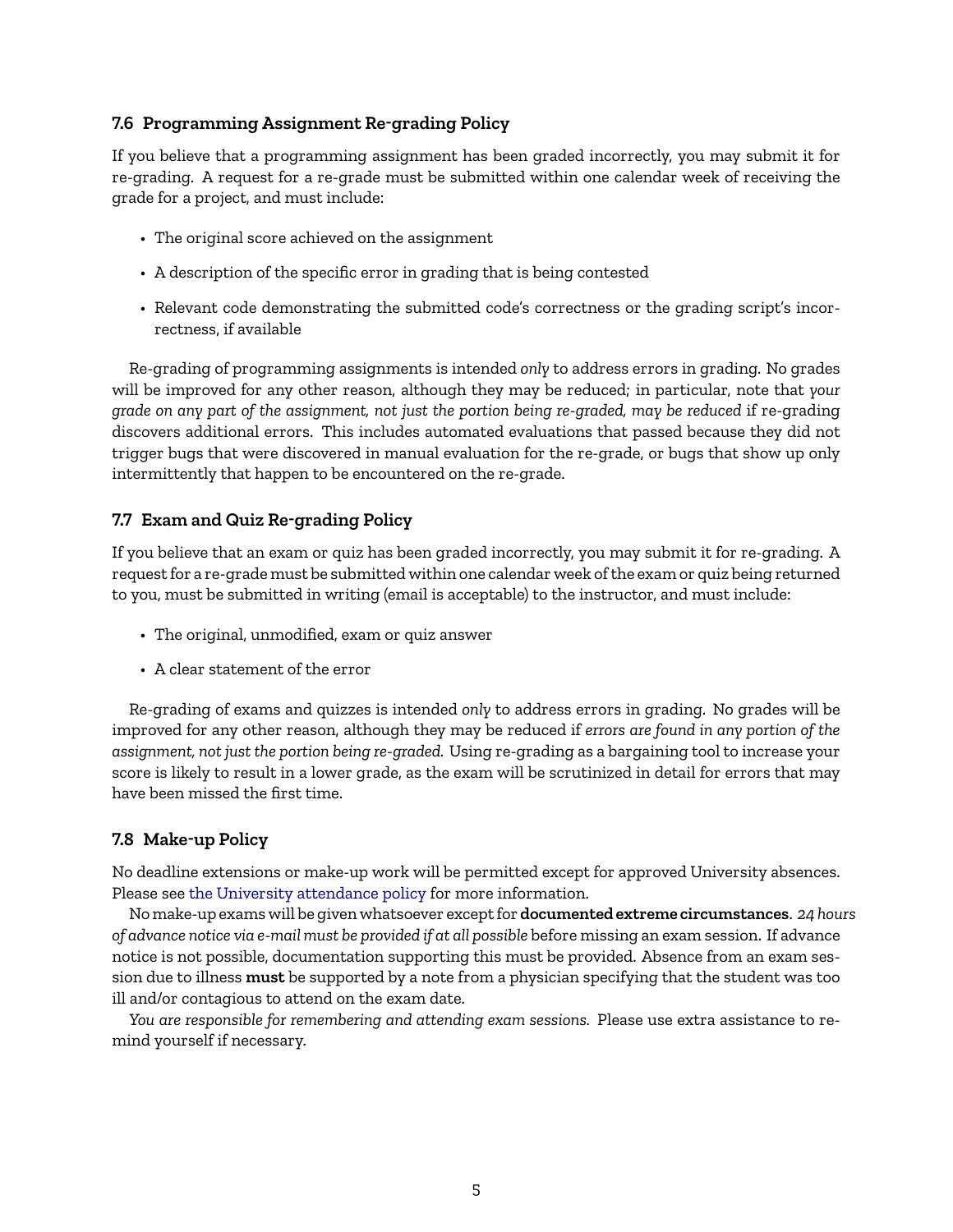### 7.6 Programming Assignment Re-grading Policy

If you believe that a programming assignment has been graded incorrectly, you may submit it for re-grading. A request for a re-grade must be submitted within one calendar week of receiving the grade for a project, and must include:

- The original score achieved on the assignment
- A description of the specific error in grading that is being contested
- Relevant code demonstrating the submitted code's correctness or the grading script's incorrectness, if available

Re-grading of programming assignments is intended *only* to address errors in grading. No grades will be improved for any other reason, although they may be reduced; in particular, note that *your grade on any part of the assignment, not just the portion being re-graded, may be reduced* if re-grading discovers additional errors. This includes automated evaluations that passed because they did not trigger bugs that were discovered in manual evaluation for the re-grade, or bugs that show up only intermittently that happen to be encountered on the re-grade.

### 7.7 Exam and Quiz Re-grading Policy

If you believe that an exam or quiz has been graded incorrectly, you may submit it for re-grading. A request for a re-grade must be submitted within one calendar week of the exam or quiz being returned to you, must be submitted in writing (email is acceptable) to the instructor, and must include:

- The original, unmodified, exam or quiz answer
- A clear statement of the error

Re-grading of exams and quizzes is intended *only* to address errors in grading. No grades will be improved for any other reason, although they may be reduced if *errors are found in any portion of the assignment, not just the portion being re-graded.* Using re-grading as a bargaining tool to increase your score is likely to result in a lower grade, as the exam will be scrutinized in detail for errors that may have been missed the first time.

### 7.8 Make-up Policy

No deadline extensions or make-up work will be permitted except for approved University absences. Please see the University attendance policy for more information.

No make-up exams will be given whatsoever except for **documented extreme circumstances**. *24 hours of advance notice via e-mail must be provided if at all possible* before missing an exam session. If advance notice is not possible, documentation supporting this must be provided. Absence from an exam session due to illness **must** be supported by a note from a physician specifying that the student was too ill and/or contagious to attend on the exam date.

*You are responsible for remembering and attending exam sessions.* Please use extra assistance to remind yourself if necessary.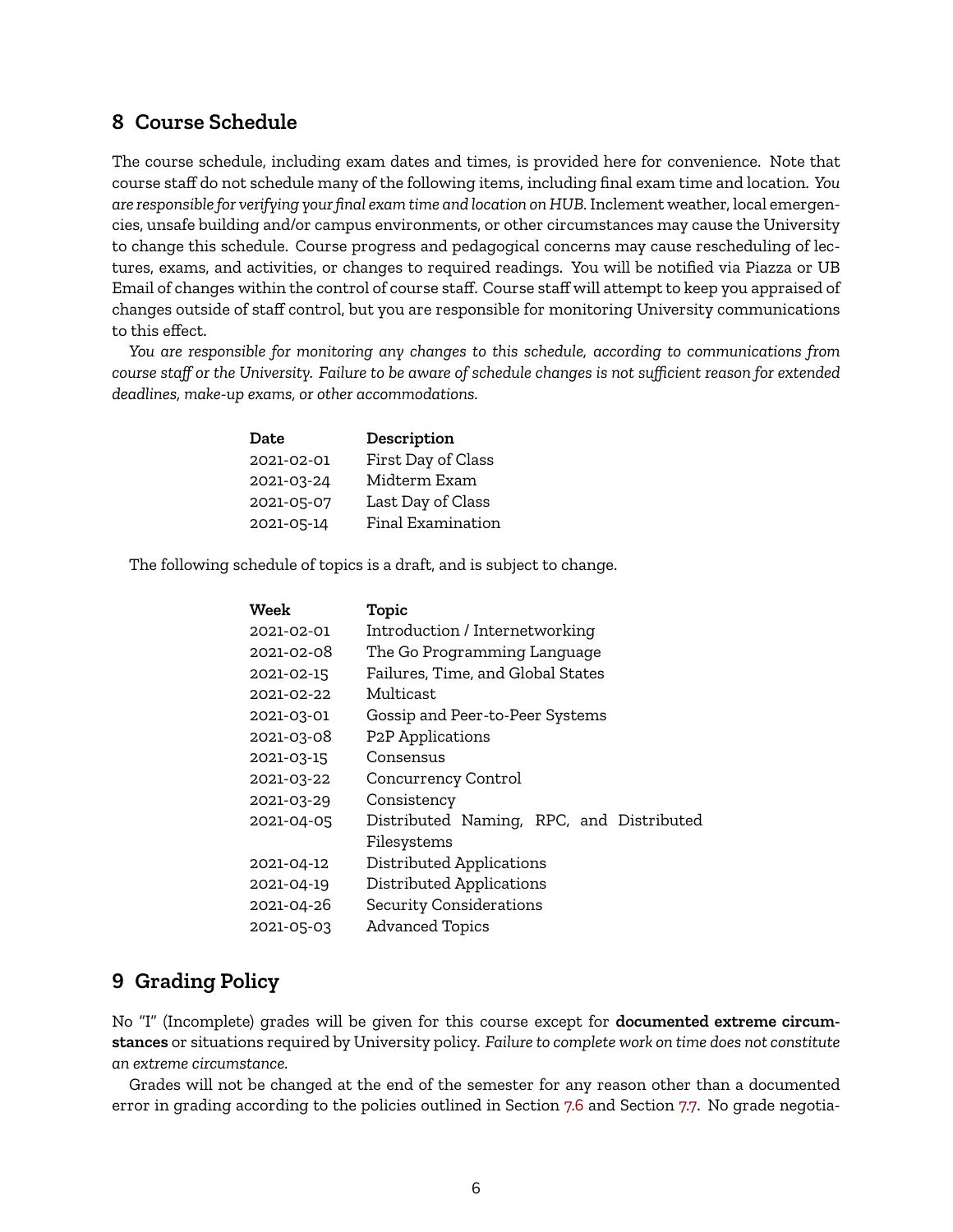## 8 Course Schedule

The course schedule, including exam dates and times, is provided here for convenience. Note that course staff do not schedule many of the following items, including final exam time and location. *You are responsible for verifying your final exam time and location on HUB.* Inclement weather, local emergencies, unsafe building and/or campus environments, or other circumstances may cause the University to change this schedule. Course progress and pedagogical concerns may cause rescheduling of lectures, exams, and activities, or changes to required readings. You will be notified via Piazza or UB Email of changes within the control of course staff. Course staff will attempt to keep you appraised of changes outside of staff control, but you are responsible for monitoring University communications to this effect.

*You are responsible for monitoring any changes to this schedule, according to communications from course staff or the University. Failure to be aware of schedule changes is not sufficient reason for extended deadlines, make-up exams, or other accommodations.*

| Date | Description |
|---|---|
| 2021-02-01 | First Day of Class |
| 2021-03-24 | Midterm Exam |
| 2021-05-07 | Last Day of Class |
| 2021-05-14 | Final Examination |

The following schedule of topics is a draft, and is subject to change.

| Week | Topic |
|---|---|
| 2021-02-01 | Introduction / Internetworking |
| 2021-02-08 | The Go Programming Language |
| 2021-02-15 | Failures, Time, and Global States |
| 2021-02-22 | Multicast |
| 2021-03-01 | Gossip and Peer-to-Peer Systems |
| 2021-03-08 | P2P Applications |
| 2021-03-15 | Consensus |
| 2021-03-22 | Concurrency Control |
| 2021-03-29 | Consistency |
| 2021-04-05 | Distributed Naming, RPC, and Distributed Filesystems |
| 2021-04-12 | Distributed Applications |
| 2021-04-19 | Distributed Applications |
| 2021-04-26 | Security Considerations |
| 2021-05-03 | Advanced Topics |

## 9 Grading Policy

No "I" (Incomplete) grades will be given for this course except for **documented extreme circumstances** or situations required by University policy. *Failure to complete work on time does not constitute an extreme circumstance.*

Grades will not be changed at the end of the semester for any reason other than a documented error in grading according to the policies outlined in Section 7.6 and Section 7.7. No grade negotia-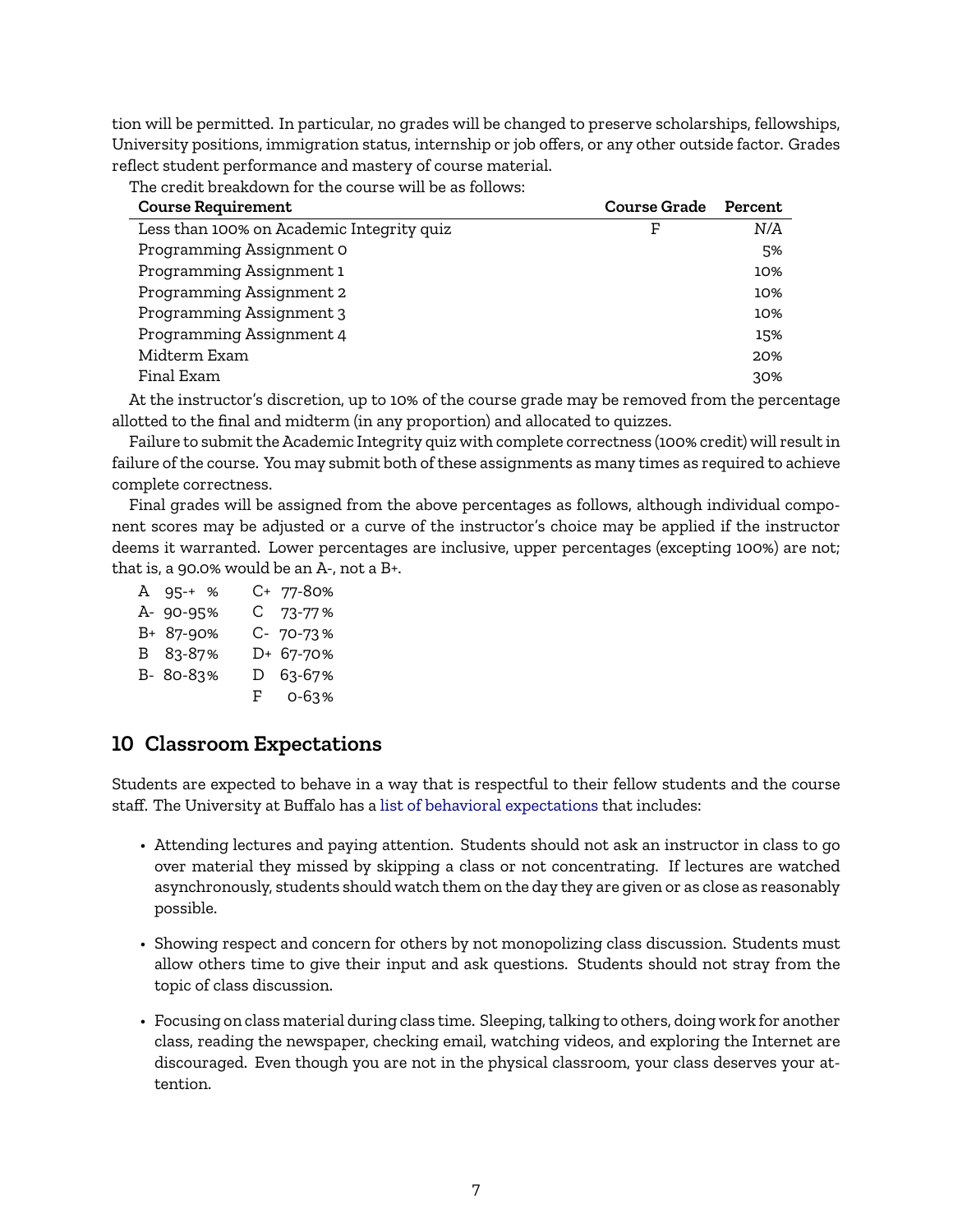tion will be permitted. In particular, no grades will be changed to preserve scholarships, fellowships, University positions, immigration status, internship or job offers, or any other outside factor. Grades reflect student performance and mastery of course material.

The credit breakdown for the course will be as follows:

| Course Requirement | Course Grade | Percent |
|---|---|---|
| Less than 100% on Academic Integrity quiz | F | N/A |
| Programming Assignment 0 | | 5% |
| Programming Assignment 1 | | 10% |
| Programming Assignment 2 | | 10% |
| Programming Assignment 3 | | 10% |
| Programming Assignment 4 | | 15% |
| Midterm Exam | | 20% |
| Final Exam | | 30% |

At the instructor's discretion, up to 10% of the course grade may be removed from the percentage allotted to the final and midterm (in any proportion) and allocated to quizzes.

Failure to submit the Academic Integrity quiz with complete correctness (100% credit) will result in failure of the course. You may submit both of these assignments as many times as required to achieve complete correctness.

Final grades will be assigned from the above percentages as follows, although individual component scores may be adjusted or a curve of the instructor's choice may be applied if the instructor deems it warranted. Lower percentages are inclusive, upper percentages (excepting 100%) are not; that is, a 90.0% would be an A-, not a B+.

| | | | |
|---|---|---|---|
| A | 95-+ % | C+ | 77-80% |
| A- | 90-95% | C | 73-77% |
| B+ | 87-90% | C- | 70-73% |
| B | 83-87% | D+ | 67-70% |
| B- | 80-83% | D | 63-67% |
| | | F | 0-63% |

## 10 Classroom Expectations

Students are expected to behave in a way that is respectful to their fellow students and the course staff. The University at Buffalo has a list of behavioral expectations that includes:

- Attending lectures and paying attention. Students should not ask an instructor in class to go over material they missed by skipping a class or not concentrating. If lectures are watched asynchronously, students should watch them on the day they are given or as close as reasonably possible.
- Showing respect and concern for others by not monopolizing class discussion. Students must allow others time to give their input and ask questions. Students should not stray from the topic of class discussion.
- Focusing on class material during class time. Sleeping, talking to others, doing work for another class, reading the newspaper, checking email, watching videos, and exploring the Internet are discouraged. Even though you are not in the physical classroom, your class deserves your attention.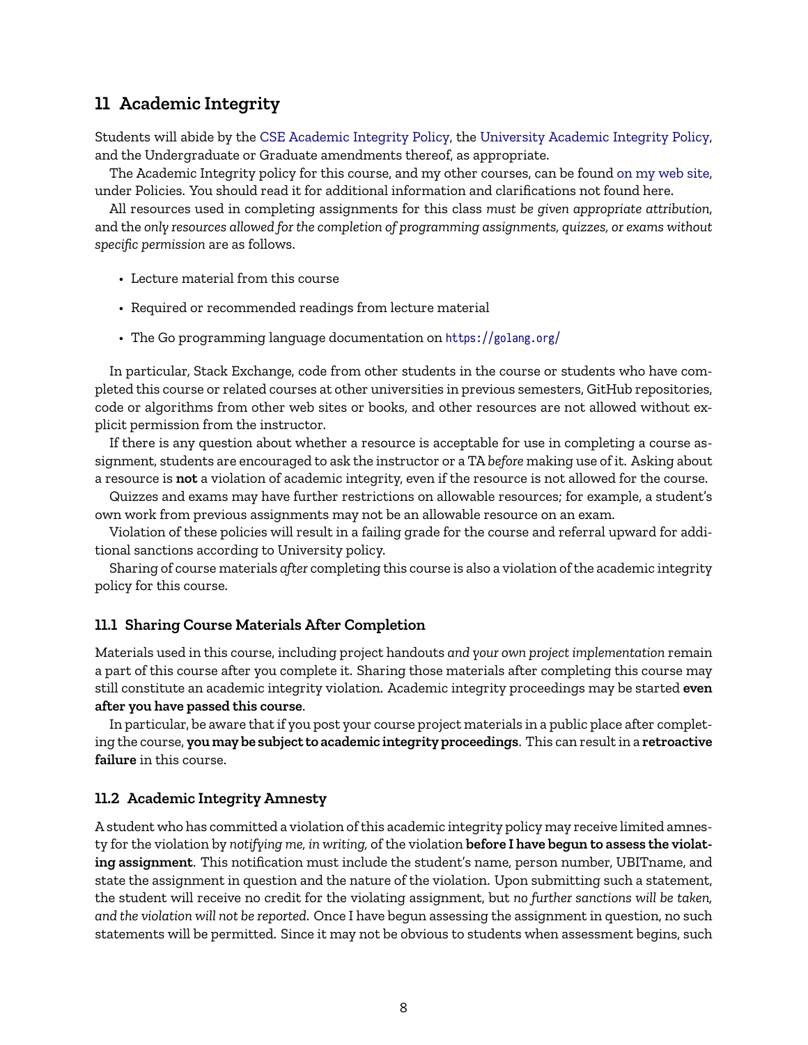## 11 Academic Integrity

Students will abide by the CSE Academic Integrity Policy, the University Academic Integrity Policy, and the Undergraduate or Graduate amendments thereof, as appropriate.

The Academic Integrity policy for this course, and my other courses, can be found on my web site, under Policies. You should read it for additional information and clarifications not found here.

All resources used in completing assignments for this class *must be given appropriate attribution*, and the *only resources allowed for the completion of programming assignments, quizzes, or exams without specific permission* are as follows.

- Lecture material from this course
- Required or recommended readings from lecture material
- The Go programming language documentation on `https://golang.org/`

In particular, Stack Exchange, code from other students in the course or students who have completed this course or related courses at other universities in previous semesters, GitHub repositories, code or algorithms from other web sites or books, and other resources are not allowed without explicit permission from the instructor.

If there is any question about whether a resource is acceptable for use in completing a course assignment, students are encouraged to ask the instructor or a TA *before* making use of it. Asking about a resource is **not** a violation of academic integrity, even if the resource is not allowed for the course.

Quizzes and exams may have further restrictions on allowable resources; for example, a student's own work from previous assignments may not be an allowable resource on an exam.

Violation of these policies will result in a failing grade for the course and referral upward for additional sanctions according to University policy.

Sharing of course materials *after* completing this course is also a violation of the academic integrity policy for this course.

### 11.1 Sharing Course Materials After Completion

Materials used in this course, including project handouts *and your own project implementation* remain a part of this course after you complete it. Sharing those materials after completing this course may still constitute an academic integrity violation. Academic integrity proceedings may be started **even after you have passed this course**.

In particular, be aware that if you post your course project materials in a public place after completing the course, **you may be subject to academic integrity proceedings**. This can result in a **retroactive failure** in this course.

### 11.2 Academic Integrity Amnesty

A student who has committed a violation of this academic integrity policy may receive limited amnesty for the violation by *notifying me, in writing,* of the violation **before I have begun to assess the violating assignment**. This notification must include the student's name, person number, UBITname, and state the assignment in question and the nature of the violation. Upon submitting such a statement, the student will receive no credit for the violating assignment, but *no further sanctions will be taken, and the violation will not be reported.* Once I have begun assessing the assignment in question, no such statements will be permitted. Since it may not be obvious to students when assessment begins, such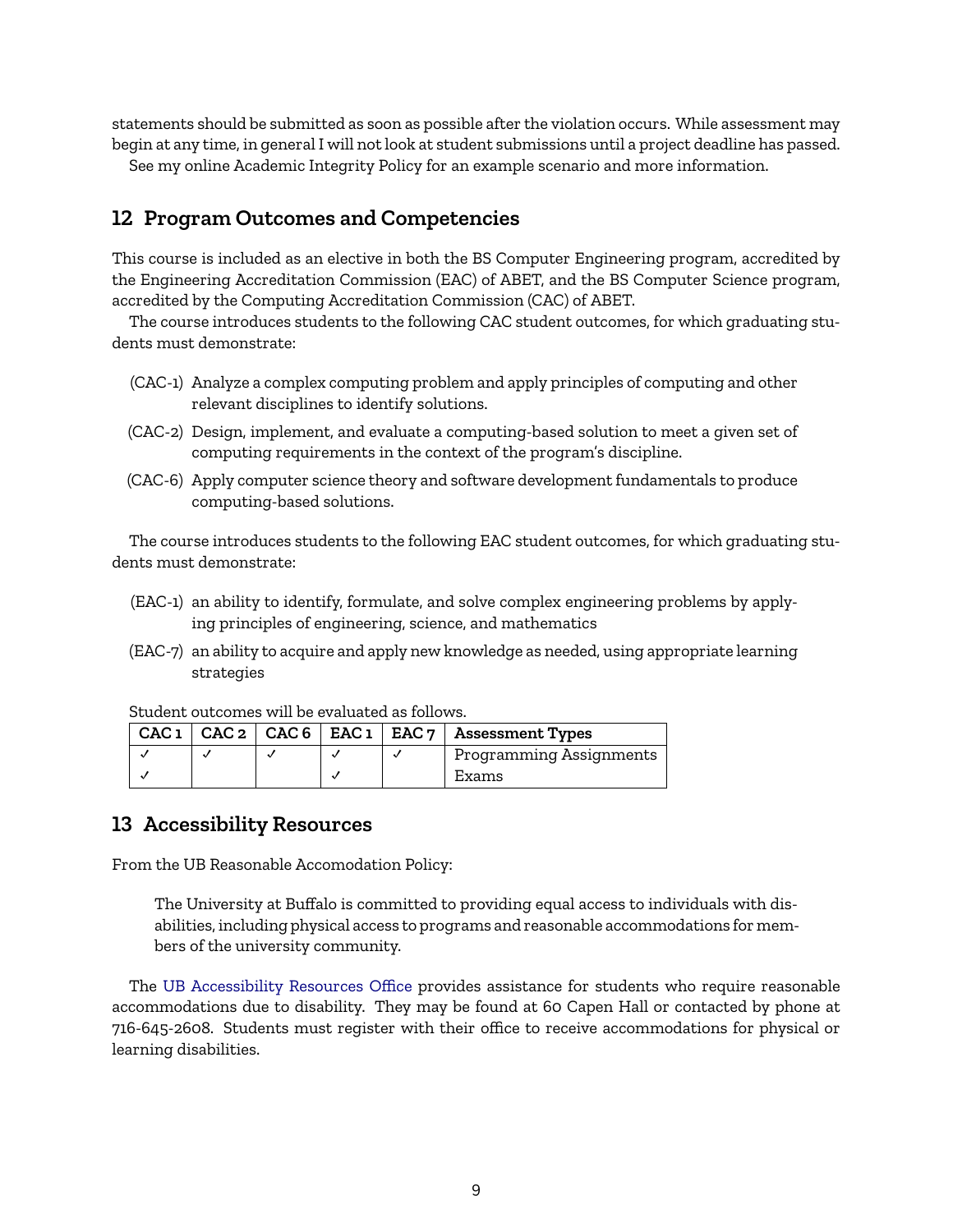statements should be submitted as soon as possible after the violation occurs. While assessment may begin at any time, in general I will not look at student submissions until a project deadline has passed.

See my online Academic Integrity Policy for an example scenario and more information.

## 12 Program Outcomes and Competencies

This course is included as an elective in both the BS Computer Engineering program, accredited by the Engineering Accreditation Commission (EAC) of ABET, and the BS Computer Science program, accredited by the Computing Accreditation Commission (CAC) of ABET.

The course introduces students to the following CAC student outcomes, for which graduating students must demonstrate:

- (CAC-1) Analyze a complex computing problem and apply principles of computing and other relevant disciplines to identify solutions.
- (CAC-2) Design, implement, and evaluate a computing-based solution to meet a given set of computing requirements in the context of the program's discipline.
- (CAC-6) Apply computer science theory and software development fundamentals to produce computing-based solutions.

The course introduces students to the following EAC student outcomes, for which graduating students must demonstrate:

- (EAC-1) an ability to identify, formulate, and solve complex engineering problems by applying principles of engineering, science, and mathematics
- (EAC-7) an ability to acquire and apply new knowledge as needed, using appropriate learning strategies

Student outcomes will be evaluated as follows.

| CAC 1 | CAC 2 | CAC 6 | EAC 1 | EAC 7 | Assessment Types |
|---|---|---|---|---|---|
| ✓ | ✓ | ✓ | ✓ | ✓ | Programming Assignments |
| ✓ | | | ✓ | | Exams |

## 13 Accessibility Resources

From the UB Reasonable Accomodation Policy:

> The University at Buffalo is committed to providing equal access to individuals with disabilities, including physical access to programs and reasonable accommodations for members of the university community.

The UB Accessibility Resources Office provides assistance for students who require reasonable accommodations due to disability. They may be found at 60 Capen Hall or contacted by phone at 716-645-2608. Students must register with their office to receive accommodations for physical or learning disabilities.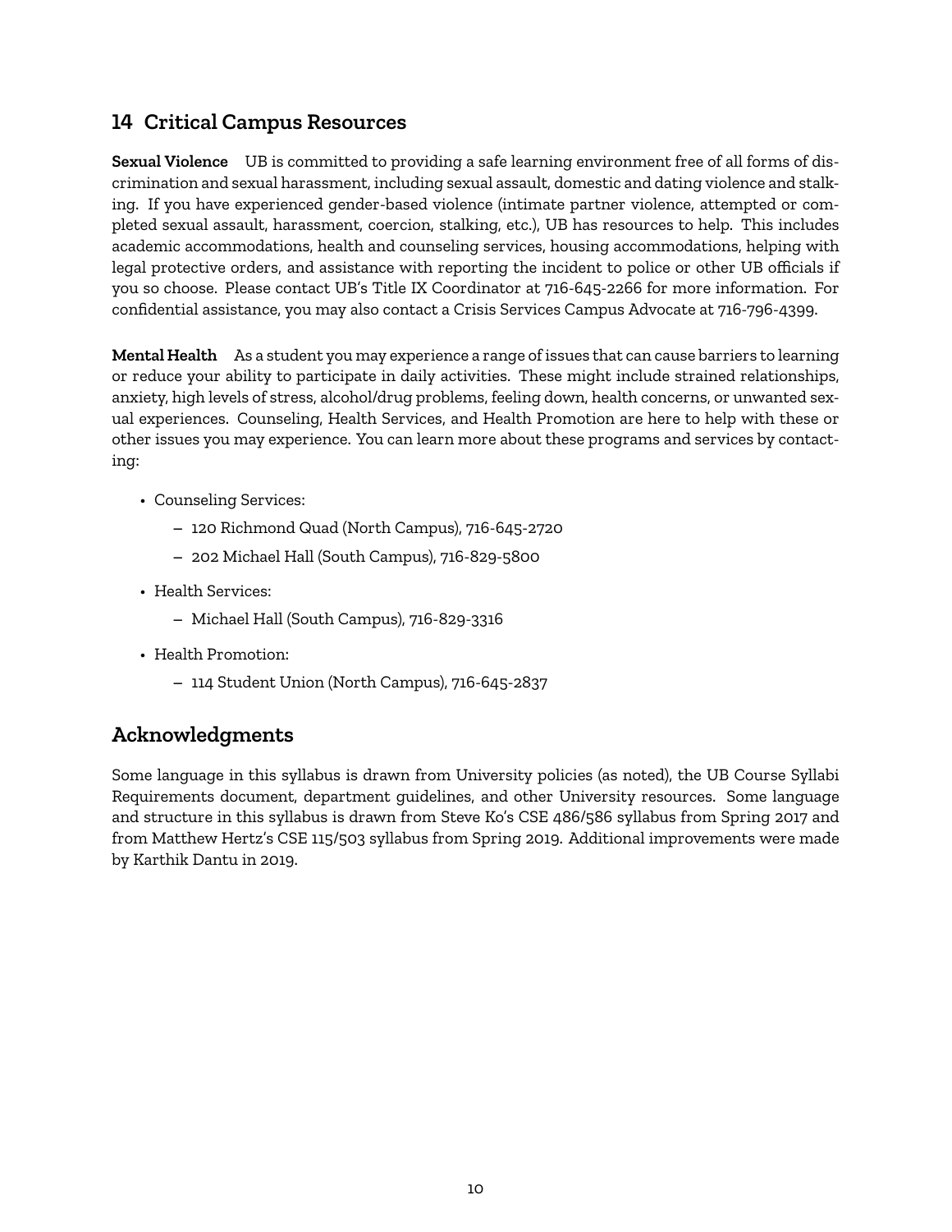## 14 Critical Campus Resources

**Sexual Violence** UB is committed to providing a safe learning environment free of all forms of discrimination and sexual harassment, including sexual assault, domestic and dating violence and stalking. If you have experienced gender-based violence (intimate partner violence, attempted or completed sexual assault, harassment, coercion, stalking, etc.), UB has resources to help. This includes academic accommodations, health and counseling services, housing accommodations, helping with legal protective orders, and assistance with reporting the incident to police or other UB officials if you so choose. Please contact UB's Title IX Coordinator at 716-645-2266 for more information. For confidential assistance, you may also contact a Crisis Services Campus Advocate at 716-796-4399.

**Mental Health** As a student you may experience a range of issues that can cause barriers to learning or reduce your ability to participate in daily activities. These might include strained relationships, anxiety, high levels of stress, alcohol/drug problems, feeling down, health concerns, or unwanted sexual experiences. Counseling, Health Services, and Health Promotion are here to help with these or other issues you may experience. You can learn more about these programs and services by contacting:

- Counseling Services:
  - 120 Richmond Quad (North Campus), 716-645-2720
  - 202 Michael Hall (South Campus), 716-829-5800
- Health Services:
  - Michael Hall (South Campus), 716-829-3316
- Health Promotion:
  - 114 Student Union (North Campus), 716-645-2837

## Acknowledgments

Some language in this syllabus is drawn from University policies (as noted), the UB Course Syllabi Requirements document, department guidelines, and other University resources. Some language and structure in this syllabus is drawn from Steve Ko's CSE 486/586 syllabus from Spring 2017 and from Matthew Hertz's CSE 115/503 syllabus from Spring 2019. Additional improvements were made by Karthik Dantu in 2019.